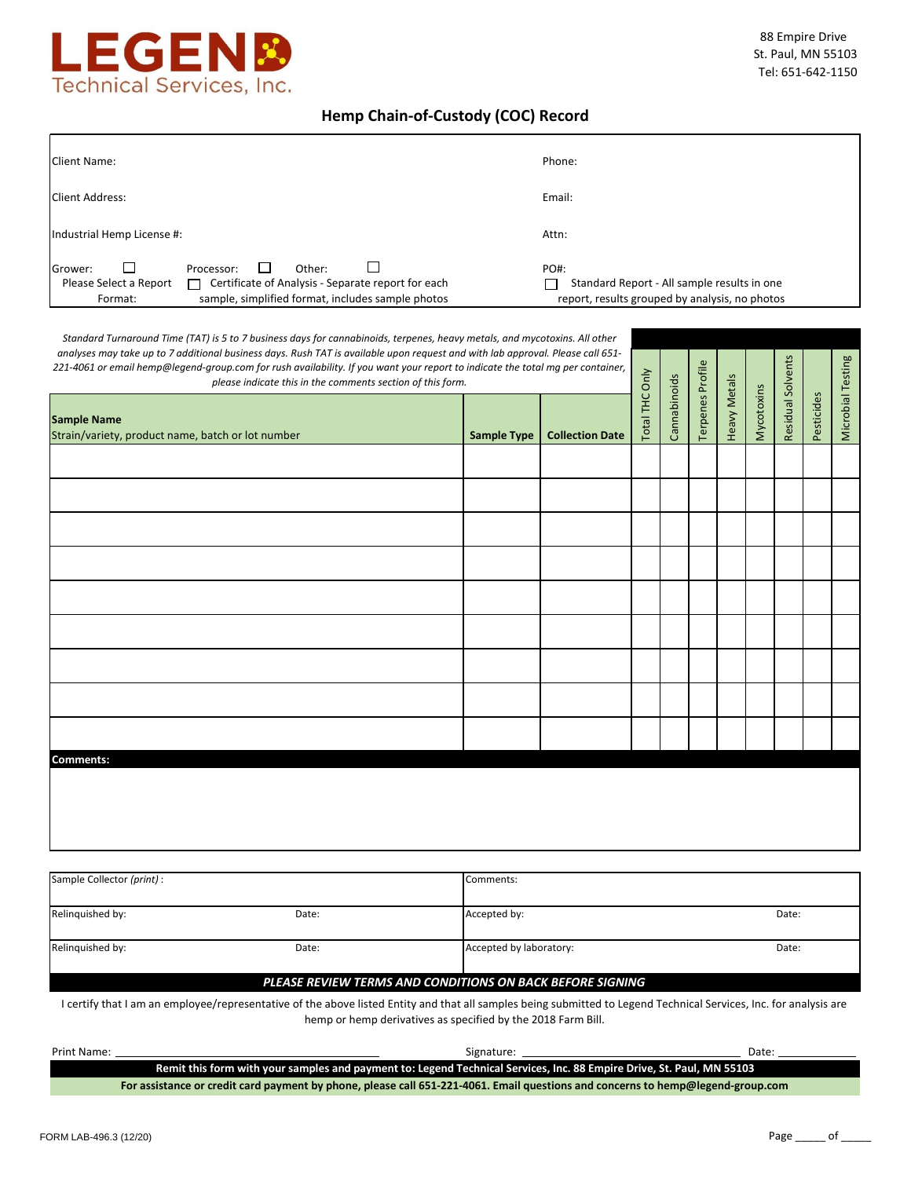# LEGEND Technical Services, Inc.

88 Empire Drive
St. Paul, MN 55103
Tel: 651-642-1150

## Hemp Chain-of-Custody (COC) Record

| | |
|---|---|
| Client Name: | Phone: |
| Client Address: | Email: |
| Industrial Hemp License #: | Attn: |
| Grower: ☐ Processor: ☐ Other: ☐ | PO#: |
| Please Select a Report Format: ☐ Certificate of Analysis - Separate report for each sample, simplified format, includes sample photos | ☐ Standard Report - All sample results in one report, results grouped by analysis, no photos |

*Standard Turnaround Time (TAT) is 5 to 7 business days for cannabinoids, terpenes, heavy metals, and mycotoxins. All other analyses may take up to 7 additional business days. Rush TAT is available upon request and with lab approval. Please call 651-221-4061 or email hemp@legend-group.com for rush availability. If you want your report to indicate the total mg per container, please indicate this in the comments section of this form.*

| **Sample Name** Strain/variety, product name, batch or lot number | **Sample Type** | **Collection Date** | Total THC Only | Cannabinoids | Terpenes Profile | Heavy Metals | Mycotoxins | Residual Solvents | Pesticides | Microbial Testing |
|---|---|---|---|---|---|---|---|---|---|---|
| | | | | | | | | | | |
| | | | | | | | | | | |
| | | | | | | | | | | |
| | | | | | | | | | | |
| | | | | | | | | | | |
| | | | | | | | | | | |
| | | | | | | | | | | |
| | | | | | | | | | | |
| | | | | | | | | | | |

**Comments:**

| | | | |
|---|---|---|---|
| Sample Collector *(print)* : | | Comments: | |
| Relinquished by: | Date: | Accepted by: | Date: |
| Relinquished by: | Date: | Accepted by laboratory: | Date: |

***PLEASE REVIEW TERMS AND CONDITIONS ON BACK BEFORE SIGNING***

I certify that I am an employee/representative of the above listed Entity and that all samples being submitted to Legend Technical Services, Inc. for analysis are hemp or hemp derivatives as specified by the 2018 Farm Bill.

Print Name: ______________________ Signature: ______________________ Date: ____________

**Remit this form with your samples and payment to: Legend Technical Services, Inc. 88 Empire Drive, St. Paul, MN 55103**

**For assistance or credit card payment by phone, please call 651-221-4061. Email questions and concerns to hemp@legend-group.com**

FORM LAB-496.3 (12/20)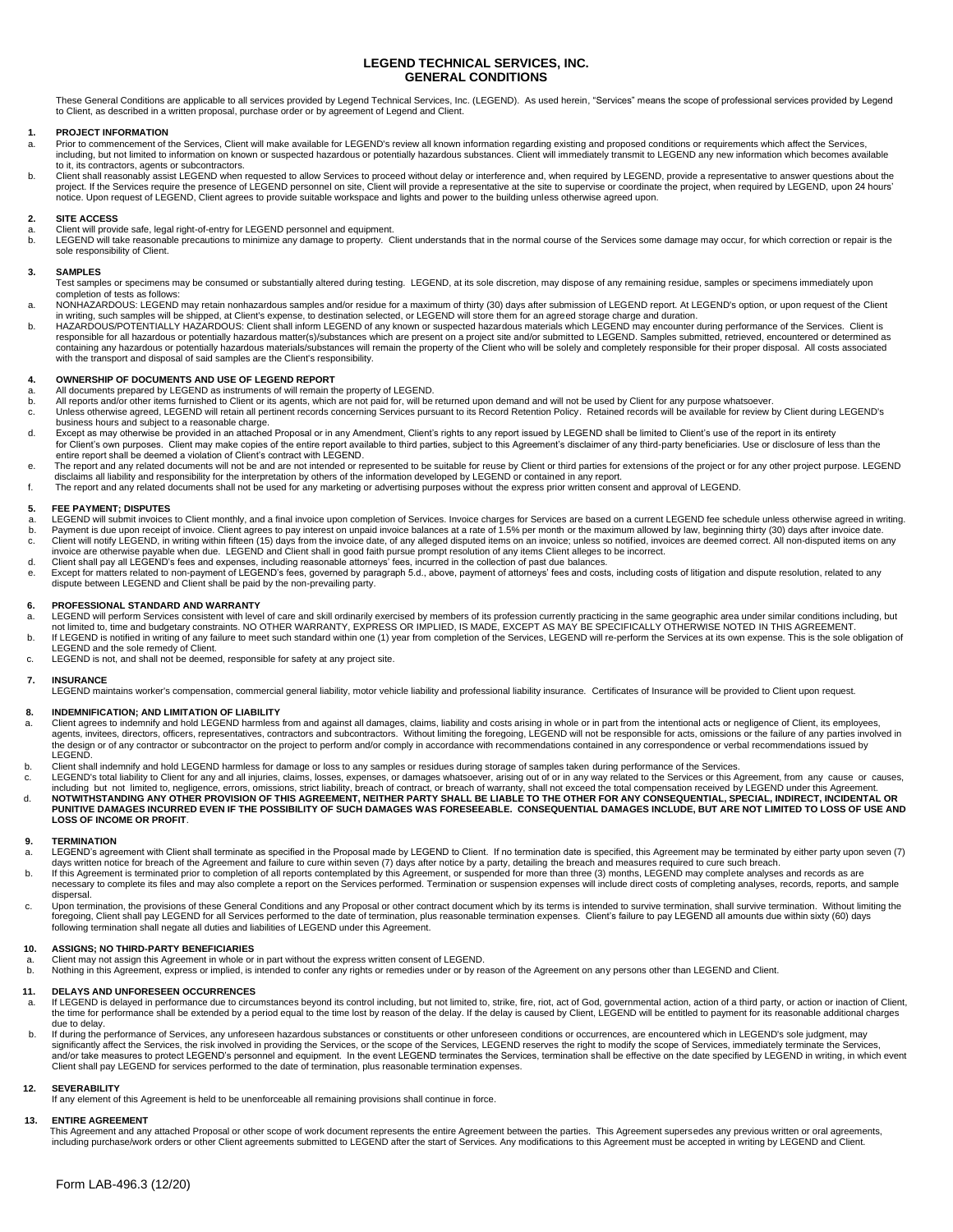# LEGEND TECHNICAL SERVICES, INC.
# GENERAL CONDITIONS

These General Conditions are applicable to all services provided by Legend Technical Services, Inc. (LEGEND). As used herein, "Services" means the scope of professional services provided by Legend to Client, as described in a written proposal, purchase order or by agreement of Legend and Client.

## 1. PROJECT INFORMATION

a. Prior to commencement of the Services, Client will make available for LEGEND's review all known information regarding existing and proposed conditions or requirements which affect the Services, including, but not limited to information on known or suspected hazardous or potentially hazardous substances. Client will immediately transmit to LEGEND any new information which becomes available to it, its contractors, agents or subcontractors.

b. Client shall reasonably assist LEGEND when requested to allow Services to proceed without delay or interference and, when required by LEGEND, provide a representative to answer questions about the project. If the Services require the presence of LEGEND personnel on site, Client will provide a representative at the site to supervise or coordinate the project, when required by LEGEND, upon 24 hours' notice. Upon request of LEGEND, Client agrees to provide suitable workspace and lights and power to the building unless otherwise agreed upon.

## 2. SITE ACCESS

a. Client will provide safe, legal right-of-entry for LEGEND personnel and equipment.

b. LEGEND will take reasonable precautions to minimize any damage to property. Client understands that in the normal course of the Services some damage may occur, for which correction or repair is the sole responsibility of Client.

## 3. SAMPLES

Test samples or specimens may be consumed or substantially altered during testing. LEGEND, at its sole discretion, may dispose of any remaining residue, samples or specimens immediately upon completion of tests as follows:

a. NONHAZARDOUS: LEGEND may retain nonhazardous samples and/or residue for a maximum of thirty (30) days after submission of LEGEND report. At LEGEND's option, or upon request of the Client in writing, such samples will be shipped, at Client's expense, to destination selected, or LEGEND will store them for an agreed storage charge and duration.

b. HAZARDOUS/POTENTIALLY HAZARDOUS: Client shall inform LEGEND of any known or suspected hazardous materials which LEGEND may encounter during performance of the Services. Client is responsible for all hazardous or potentially hazardous matter(s)/substances which are present on a project site and/or submitted to LEGEND. Samples submitted, retrieved, encountered or determined as containing any hazardous or potentially hazardous materials/substances will remain the property of the Client who will be solely and completely responsible for their proper disposal. All costs associated with the transport and disposal of said samples are the Client's responsibility.

## 4. OWNERSHIP OF DOCUMENTS AND USE OF LEGEND REPORT

a. All documents prepared by LEGEND as instruments of will remain the property of LEGEND.

b. All reports and/or other items furnished to Client or its agents, which are not paid for, will be returned upon demand and will not be used by Client for any purpose whatsoever.

c. Unless otherwise agreed, LEGEND will retain all pertinent records concerning Services pursuant to its Record Retention Policy. Retained records will be available for review by Client during LEGEND's business hours and subject to a reasonable charge.

d. Except as may otherwise be provided in an attached Proposal or in any Amendment, Client's rights to any report issued by LEGEND shall be limited to Client's use of the report in its entirety for Client's own purposes. Client may make copies of the entire report available to third parties, subject to this Agreement's disclaimer of any third-party beneficiaries. Use or disclosure of less than the entire report shall be deemed a violation of Client's contract with LEGEND.

e. The report and any related documents will not be and are not intended or represented to be suitable for reuse by Client or third parties for extensions of the project or for any other project purpose. LEGEND disclaims all liability and responsibility for the interpretation by others of the information developed by LEGEND or contained in any report.

f. The report and any related documents shall not be used for any marketing or advertising purposes without the express prior written consent and approval of LEGEND.

## 5. FEE PAYMENT; DISPUTES

a. LEGEND will submit invoices to Client monthly, and a final invoice upon completion of Services. Invoice charges for Services are based on a current LEGEND fee schedule unless otherwise agreed in writing.

b. Payment is due upon receipt of invoice. Client agrees to pay interest on unpaid invoice balances at a rate of 1.5% per month or the maximum allowed by law, beginning thirty (30) days after invoice date.

c. Client will notify LEGEND, in writing within fifteen (15) days from the invoice date, of any alleged disputed items on an invoice; unless so notified, invoices are deemed correct. All non-disputed items on any invoice are otherwise payable when due. LEGEND and Client shall in good faith pursue prompt resolution of any items Client alleges to be incorrect.

d. Client shall pay all LEGEND's fees and expenses, including reasonable attorneys' fees, incurred in the collection of past due balances.

e. Except for matters related to non-payment of LEGEND's fees, governed by paragraph 5.d., above, payment of attorneys' fees and costs, including costs of litigation and dispute resolution, related to any dispute between LEGEND and Client shall be paid by the non-prevailing party.

## 6. PROFESSIONAL STANDARD AND WARRANTY

a. LEGEND will perform Services consistent with level of care and skill ordinarily exercised by members of its profession currently practicing in the same geographic area under similar conditions including, but not limited to, time and budgetary constraints. NO OTHER WARRANTY, EXPRESS OR IMPLIED, IS MADE, EXCEPT AS MAY BE SPECIFICALLY OTHERWISE NOTED IN THIS AGREEMENT.

b. If LEGEND is notified in writing of any failure to meet such standard within one (1) year from completion of the Services, LEGEND will re-perform the Services at its own expense. This is the sole obligation of LEGEND and the sole remedy of Client.

c. LEGEND is not, and shall not be deemed, responsible for safety at any project site.

## 7. INSURANCE

LEGEND maintains worker's compensation, commercial general liability, motor vehicle liability and professional liability insurance. Certificates of Insurance will be provided to Client upon request.

## 8. INDEMNIFICATION; AND LIMITATION OF LIABILITY

a. Client agrees to indemnify and hold LEGEND harmless from and against all damages, claims, liability and costs arising in whole or in part from the intentional acts or negligence of Client, its employees, agents, invitees, directors, officers, representatives, contractors and subcontractors. Without limiting the foregoing, LEGEND will not be responsible for acts, omissions or the failure of any parties involved in the design or of any contractor or subcontractor on the project to perform and/or comply in accordance with recommendations contained in any correspondence or verbal recommendations issued by LEGEND.

b. Client shall indemnify and hold LEGEND harmless for damage or loss to any samples or residues during storage of samples taken during performance of the Services.

c. LEGEND's total liability to Client for any and all injuries, claims, losses, expenses, or damages whatsoever, arising out of or in any way related to the Services or this Agreement, from any cause or causes, including but not limited to, negligence, errors, omissions, strict liability, breach of contract, or breach of warranty, shall not exceed the total compensation received by LEGEND under this Agreement.

d. **NOTWITHSTANDING ANY OTHER PROVISION OF THIS AGREEMENT, NEITHER PARTY SHALL BE LIABLE TO THE OTHER FOR ANY CONSEQUENTIAL, SPECIAL, INDIRECT, INCIDENTAL OR PUNITIVE DAMAGES INCURRED EVEN IF THE POSSIBILITY OF SUCH DAMAGES WAS FORESEEABLE. CONSEQUENTIAL DAMAGES INCLUDE, BUT ARE NOT LIMITED TO LOSS OF USE AND LOSS OF INCOME OR PROFIT**.

## 9. TERMINATION

a. LEGEND's agreement with Client shall terminate as specified in the Proposal made by LEGEND to Client. If no termination date is specified, this Agreement may be terminated by either party upon seven (7) days written notice for breach of the Agreement and failure to cure within seven (7) days after notice by a party, detailing the breach and measures required to cure such breach.

b. If this Agreement is terminated prior to completion of all reports contemplated by this Agreement, or suspended for more than three (3) months, LEGEND may complete analyses and records as are necessary to complete its files and may also complete a report on the Services performed. Termination or suspension expenses will include direct costs of completing analyses, records, reports, and sample dispersal.

c. Upon termination, the provisions of these General Conditions and any Proposal or other contract document which by its terms is intended to survive termination, shall survive termination. Without limiting the foregoing, Client shall pay LEGEND for all Services performed to the date of termination, plus reasonable termination expenses. Client's failure to pay LEGEND all amounts due within sixty (60) days following termination shall negate all duties and liabilities of LEGEND under this Agreement.

## 10. ASSIGNS; NO THIRD-PARTY BENEFICIARIES

a. Client may not assign this Agreement in whole or in part without the express written consent of LEGEND.

b. Nothing in this Agreement, express or implied, is intended to confer any rights or remedies under or by reason of the Agreement on any persons other than LEGEND and Client.

## 11. DELAYS AND UNFORESEEN OCCURRENCES

a. If LEGEND is delayed in performance due to circumstances beyond its control including, but not limited to, strike, fire, riot, act of God, governmental action, action of a third party, or action or inaction of Client, the time for performance shall be extended by a period equal to the time lost by reason of the delay. If the delay is caused by Client, LEGEND will be entitled to payment for its reasonable additional charges due to delay.

b. If during the performance of Services, any unforeseen hazardous substances or constituents or other unforeseen conditions or occurrences, are encountered which in LEGEND's sole judgment, may significantly affect the Services, the risk involved in providing the Services, or the scope of the Services, LEGEND reserves the right to modify the scope of Services, immediately terminate the Services, and/or take measures to protect LEGEND's personnel and equipment. In the event LEGEND terminates the Services, termination shall be effective on the date specified by LEGEND in writing, in which event Client shall pay LEGEND for services performed to the date of termination, plus reasonable termination expenses.

## 12. SEVERABILITY

If any element of this Agreement is held to be unenforceable all remaining provisions shall continue in force.

## 13. ENTIRE AGREEMENT

This Agreement and any attached Proposal or other scope of work document represents the entire Agreement between the parties. This Agreement supersedes any previous written or oral agreements, including purchase/work orders or other Client agreements submitted to LEGEND after the start of Services. Any modifications to this Agreement must be accepted in writing by LEGEND and Client.

Form LAB-496.3 (12/20)